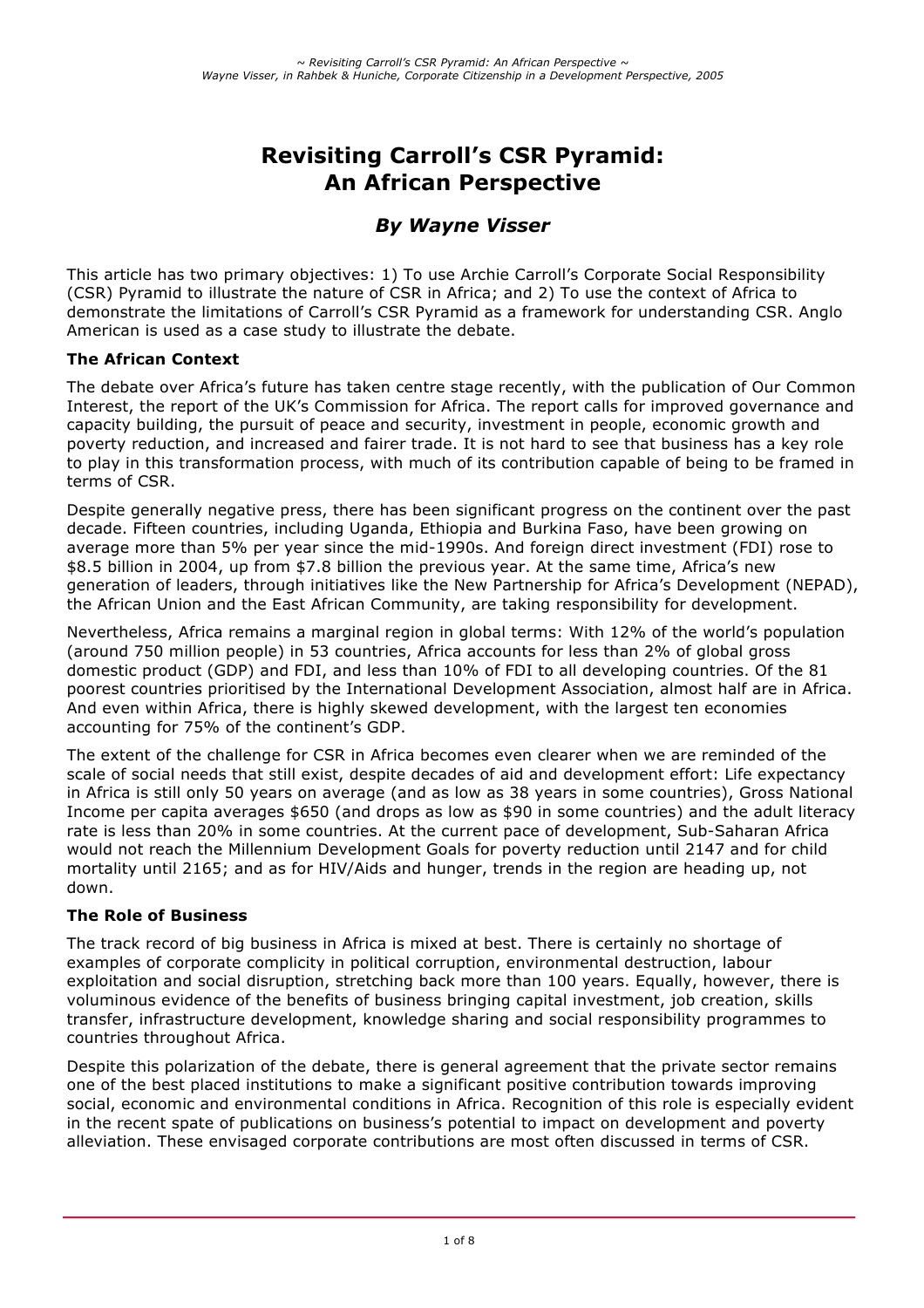# Revisiting Carroll's CSR Pyramid: An African Perspective

### *By Wayne Visser*

This article has two primary objectives: 1) To use Archie Carroll's Corporate Social Responsibility (CSR) Pyramid to illustrate the nature of CSR in Africa; and 2) To use the context of Africa to demonstrate the limitations of Carroll's CSR Pyramid as a framework for understanding CSR. Anglo American is used as a case study to illustrate the debate.

**The African Context**

The debate over Africa's future has taken centre stage recently, with the publication of Our Common Interest, the report of the UK's Commission for Africa. The report calls for improved governance and capacity building, the pursuit of peace and security, investment in people, economic growth and poverty reduction, and increased and fairer trade. It is not hard to see that business has a key role to play in this transformation process, with much of its contribution capable of being to be framed in terms of CSR.

Despite generally negative press, there has been significant progress on the continent over the past decade. Fifteen countries, including Uganda, Ethiopia and Burkina Faso, have been growing on average more than 5% per year since the mid-1990s. And foreign direct investment (FDI) rose to $8.5 billion in 2004, up from $7.8 billion the previous year. At the same time, Africa's new generation of leaders, through initiatives like the New Partnership for Africa's Development (NEPAD), the African Union and the East African Community, are taking responsibility for development.

Nevertheless, Africa remains a marginal region in global terms: With 12% of the world's population (around 750 million people) in 53 countries, Africa accounts for less than 2% of global gross domestic product (GDP) and FDI, and less than 10% of FDI to all developing countries. Of the 81 poorest countries prioritised by the International Development Association, almost half are in Africa. And even within Africa, there is highly skewed development, with the largest ten economies accounting for 75% of the continent's GDP.

The extent of the challenge for CSR in Africa becomes even clearer when we are reminded of the scale of social needs that still exist, despite decades of aid and development effort: Life expectancy in Africa is still only 50 years on average (and as low as 38 years in some countries), Gross National Income per capita averages $650 (and drops as low as $90 in some countries) and the adult literacy rate is less than 20% in some countries. At the current pace of development, Sub-Saharan Africa would not reach the Millennium Development Goals for poverty reduction until 2147 and for child mortality until 2165; and as for HIV/Aids and hunger, trends in the region are heading up, not down.

**The Role of Business**

The track record of big business in Africa is mixed at best. There is certainly no shortage of examples of corporate complicity in political corruption, environmental destruction, labour exploitation and social disruption, stretching back more than 100 years. Equally, however, there is voluminous evidence of the benefits of business bringing capital investment, job creation, skills transfer, infrastructure development, knowledge sharing and social responsibility programmes to countries throughout Africa.

Despite this polarization of the debate, there is general agreement that the private sector remains one of the best placed institutions to make a significant positive contribution towards improving social, economic and environmental conditions in Africa. Recognition of this role is especially evident in the recent spate of publications on business's potential to impact on development and poverty alleviation. These envisaged corporate contributions are most often discussed in terms of CSR.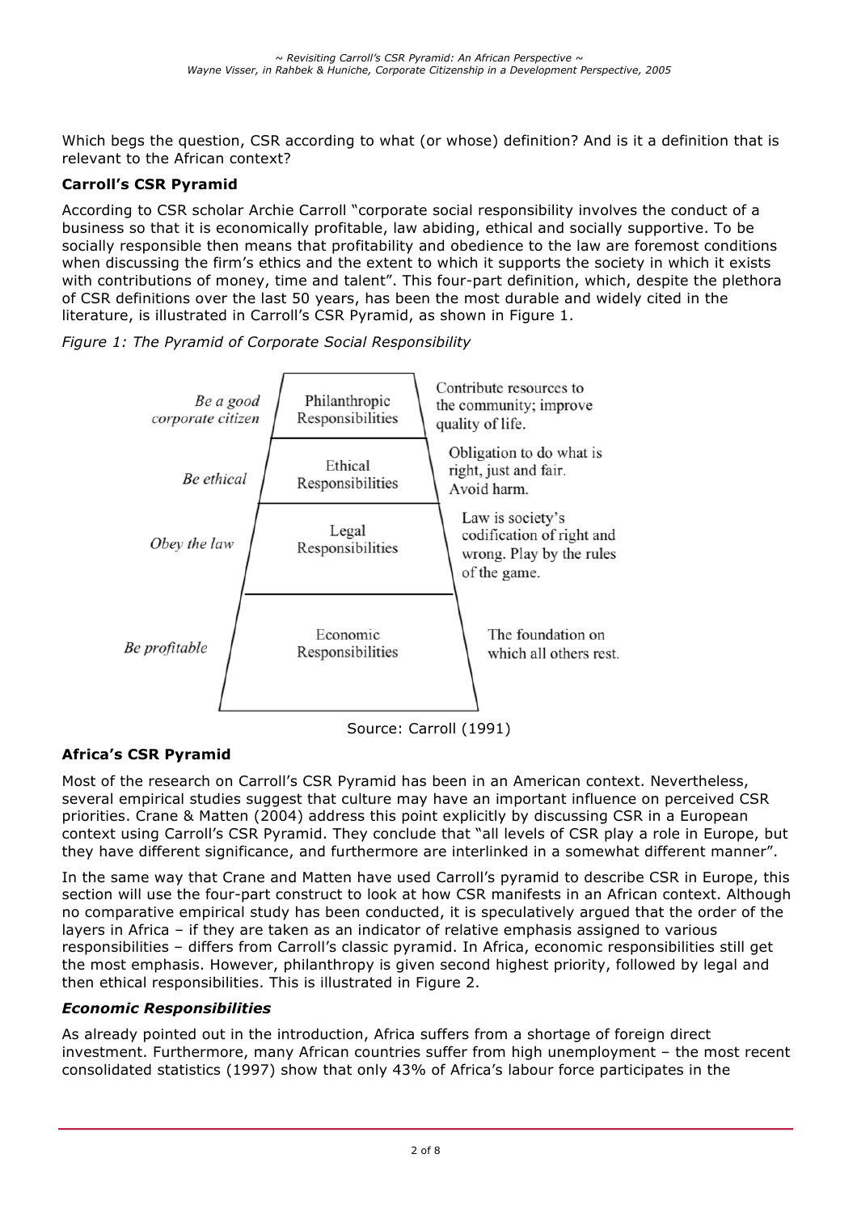Which begs the question, CSR according to what (or whose) definition? And is it a definition that is relevant to the African context?

### Carroll's CSR Pyramid

According to CSR scholar Archie Carroll "corporate social responsibility involves the conduct of a business so that it is economically profitable, law abiding, ethical and socially supportive. To be socially responsible then means that profitability and obedience to the law are foremost conditions when discussing the firm's ethics and the extent to which it supports the society in which it exists with contributions of money, time and talent". This four-part definition, which, despite the plethora of CSR definitions over the last 50 years, has been the most durable and widely cited in the literature, is illustrated in Carroll's CSR Pyramid, as shown in Figure 1.

*Figure 1: The Pyramid of Corporate Social Responsibility*

| | | |
|---|---|---|
| *Be a good corporate citizen* | Philanthropic Responsibilities | Contribute resources to the community; improve quality of life. |
| *Be ethical* | Ethical Responsibilities | Obligation to do what is right, just and fair. Avoid harm. |
| *Obey the law* | Legal Responsibilities | Law is society's codification of right and wrong. Play by the rules of the game. |
| *Be profitable* | Economic Responsibilities | The foundation on which all others rest. |

Source: Carroll (1991)

### Africa's CSR Pyramid

Most of the research on Carroll's CSR Pyramid has been in an American context. Nevertheless, several empirical studies suggest that culture may have an important influence on perceived CSR priorities. Crane & Matten (2004) address this point explicitly by discussing CSR in a European context using Carroll's CSR Pyramid. They conclude that "all levels of CSR play a role in Europe, but they have different significance, and furthermore are interlinked in a somewhat different manner".

In the same way that Crane and Matten have used Carroll's pyramid to describe CSR in Europe, this section will use the four-part construct to look at how CSR manifests in an African context. Although no comparative empirical study has been conducted, it is speculatively argued that the order of the layers in Africa – if they are taken as an indicator of relative emphasis assigned to various responsibilities – differs from Carroll's classic pyramid. In Africa, economic responsibilities still get the most emphasis. However, philanthropy is given second highest priority, followed by legal and then ethical responsibilities. This is illustrated in Figure 2.

#### *Economic Responsibilities*

As already pointed out in the introduction, Africa suffers from a shortage of foreign direct investment. Furthermore, many African countries suffer from high unemployment – the most recent consolidated statistics (1997) show that only 43% of Africa's labour force participates in the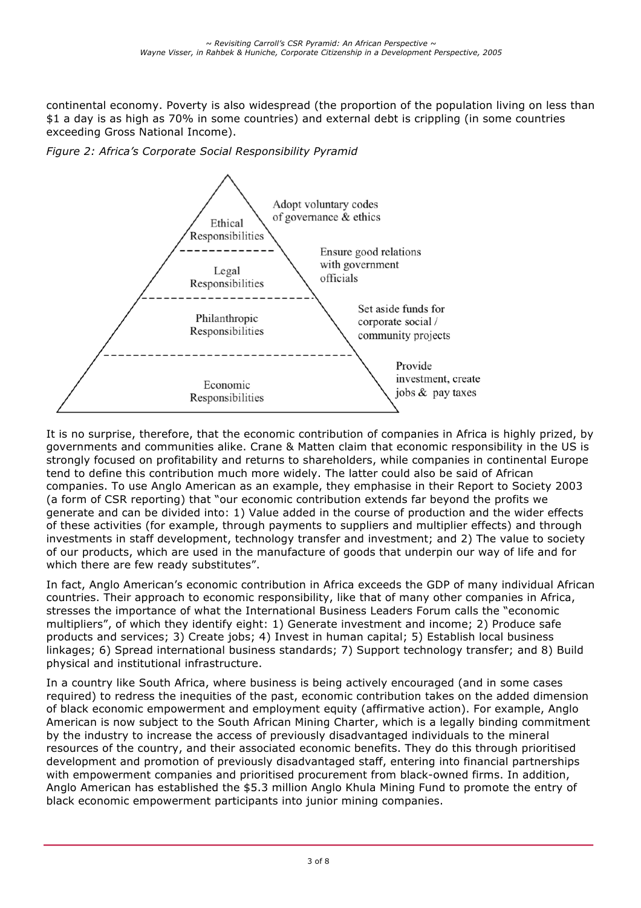continental economy. Poverty is also widespread (the proportion of the population living on less than $1 a day is as high as 70% in some countries) and external debt is crippling (in some countries exceeding Gross National Income).

*Figure 2: Africa's Corporate Social Responsibility Pyramid*

| Level | Description |
|---|---|
| Ethical Responsibilities | Adopt voluntary codes of governance & ethics |
| Legal Responsibilities | Ensure good relations with government officials |
| Philanthropic Responsibilities | Set aside funds for corporate social / community projects |
| Economic Responsibilities | Provide investment, create jobs & pay taxes |

It is no surprise, therefore, that the economic contribution of companies in Africa is highly prized, by governments and communities alike. Crane & Matten claim that economic responsibility in the US is strongly focused on profitability and returns to shareholders, while companies in continental Europe tend to define this contribution much more widely. The latter could also be said of African companies. To use Anglo American as an example, they emphasise in their Report to Society 2003 (a form of CSR reporting) that "our economic contribution extends far beyond the profits we generate and can be divided into: 1) Value added in the course of production and the wider effects of these activities (for example, through payments to suppliers and multiplier effects) and through investments in staff development, technology transfer and investment; and 2) The value to society of our products, which are used in the manufacture of goods that underpin our way of life and for which there are few ready substitutes".

In fact, Anglo American's economic contribution in Africa exceeds the GDP of many individual African countries. Their approach to economic responsibility, like that of many other companies in Africa, stresses the importance of what the International Business Leaders Forum calls the "economic multipliers", of which they identify eight: 1) Generate investment and income; 2) Produce safe products and services; 3) Create jobs; 4) Invest in human capital; 5) Establish local business linkages; 6) Spread international business standards; 7) Support technology transfer; and 8) Build physical and institutional infrastructure.

In a country like South Africa, where business is being actively encouraged (and in some cases required) to redress the inequities of the past, economic contribution takes on the added dimension of black economic empowerment and employment equity (affirmative action). For example, Anglo American is now subject to the South African Mining Charter, which is a legally binding commitment by the industry to increase the access of previously disadvantaged individuals to the mineral resources of the country, and their associated economic benefits. They do this through prioritised development and promotion of previously disadvantaged staff, entering into financial partnerships with empowerment companies and prioritised procurement from black-owned firms. In addition, Anglo American has established the $5.3 million Anglo Khula Mining Fund to promote the entry of black economic empowerment participants into junior mining companies.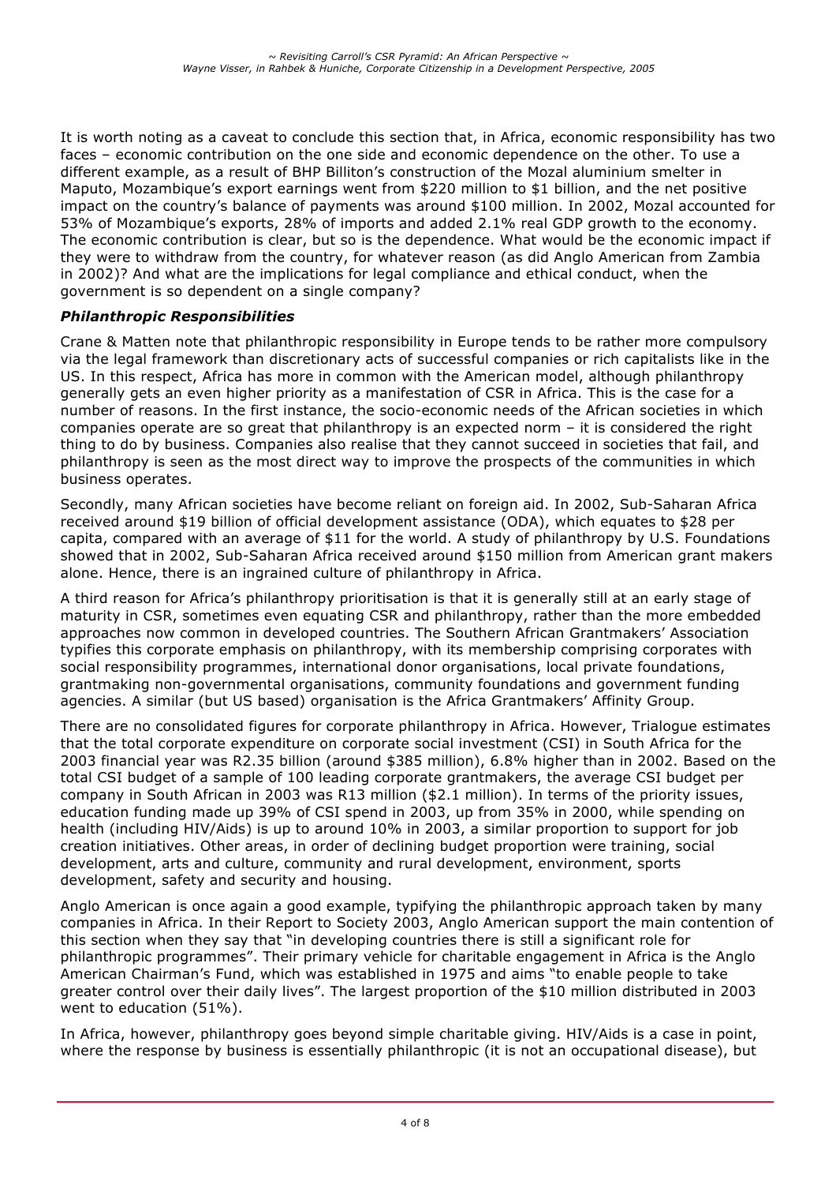It is worth noting as a caveat to conclude this section that, in Africa, economic responsibility has two faces – economic contribution on the one side and economic dependence on the other. To use a different example, as a result of BHP Billiton's construction of the Mozal aluminium smelter in Maputo, Mozambique's export earnings went from $220 million to $1 billion, and the net positive impact on the country's balance of payments was around $100 million. In 2002, Mozal accounted for 53% of Mozambique's exports, 28% of imports and added 2.1% real GDP growth to the economy. The economic contribution is clear, but so is the dependence. What would be the economic impact if they were to withdraw from the country, for whatever reason (as did Anglo American from Zambia in 2002)? And what are the implications for legal compliance and ethical conduct, when the government is so dependent on a single company?

### *Philanthropic Responsibilities*

Crane & Matten note that philanthropic responsibility in Europe tends to be rather more compulsory via the legal framework than discretionary acts of successful companies or rich capitalists like in the US. In this respect, Africa has more in common with the American model, although philanthropy generally gets an even higher priority as a manifestation of CSR in Africa. This is the case for a number of reasons. In the first instance, the socio-economic needs of the African societies in which companies operate are so great that philanthropy is an expected norm – it is considered the right thing to do by business. Companies also realise that they cannot succeed in societies that fail, and philanthropy is seen as the most direct way to improve the prospects of the communities in which business operates.

Secondly, many African societies have become reliant on foreign aid. In 2002, Sub-Saharan Africa received around $19 billion of official development assistance (ODA), which equates to $28 per capita, compared with an average of $11 for the world. A study of philanthropy by U.S. Foundations showed that in 2002, Sub-Saharan Africa received around $150 million from American grant makers alone. Hence, there is an ingrained culture of philanthropy in Africa.

A third reason for Africa's philanthropy prioritisation is that it is generally still at an early stage of maturity in CSR, sometimes even equating CSR and philanthropy, rather than the more embedded approaches now common in developed countries. The Southern African Grantmakers' Association typifies this corporate emphasis on philanthropy, with its membership comprising corporates with social responsibility programmes, international donor organisations, local private foundations, grantmaking non-governmental organisations, community foundations and government funding agencies. A similar (but US based) organisation is the Africa Grantmakers' Affinity Group.

There are no consolidated figures for corporate philanthropy in Africa. However, Trialogue estimates that the total corporate expenditure on corporate social investment (CSI) in South Africa for the 2003 financial year was R2.35 billion (around $385 million), 6.8% higher than in 2002. Based on the total CSI budget of a sample of 100 leading corporate grantmakers, the average CSI budget per company in South African in 2003 was R13 million ($2.1 million). In terms of the priority issues, education funding made up 39% of CSI spend in 2003, up from 35% in 2000, while spending on health (including HIV/Aids) is up to around 10% in 2003, a similar proportion to support for job creation initiatives. Other areas, in order of declining budget proportion were training, social development, arts and culture, community and rural development, environment, sports development, safety and security and housing.

Anglo American is once again a good example, typifying the philanthropic approach taken by many companies in Africa. In their Report to Society 2003, Anglo American support the main contention of this section when they say that "in developing countries there is still a significant role for philanthropic programmes". Their primary vehicle for charitable engagement in Africa is the Anglo American Chairman's Fund, which was established in 1975 and aims "to enable people to take greater control over their daily lives". The largest proportion of the $10 million distributed in 2003 went to education (51%).

In Africa, however, philanthropy goes beyond simple charitable giving. HIV/Aids is a case in point, where the response by business is essentially philanthropic (it is not an occupational disease), but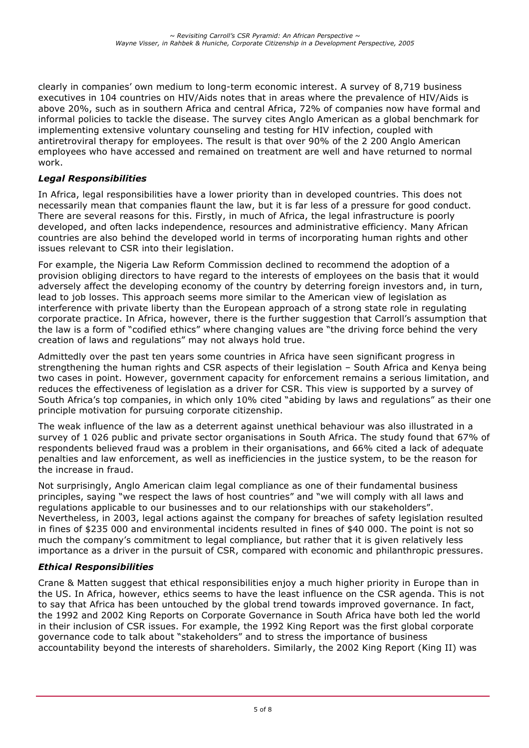clearly in companies' own medium to long-term economic interest. A survey of 8,719 business executives in 104 countries on HIV/Aids notes that in areas where the prevalence of HIV/Aids is above 20%, such as in southern Africa and central Africa, 72% of companies now have formal and informal policies to tackle the disease. The survey cites Anglo American as a global benchmark for implementing extensive voluntary counseling and testing for HIV infection, coupled with antiretroviral therapy for employees. The result is that over 90% of the 2 200 Anglo American employees who have accessed and remained on treatment are well and have returned to normal work.

### *Legal Responsibilities*

In Africa, legal responsibilities have a lower priority than in developed countries. This does not necessarily mean that companies flaunt the law, but it is far less of a pressure for good conduct. There are several reasons for this. Firstly, in much of Africa, the legal infrastructure is poorly developed, and often lacks independence, resources and administrative efficiency. Many African countries are also behind the developed world in terms of incorporating human rights and other issues relevant to CSR into their legislation.

For example, the Nigeria Law Reform Commission declined to recommend the adoption of a provision obliging directors to have regard to the interests of employees on the basis that it would adversely affect the developing economy of the country by deterring foreign investors and, in turn, lead to job losses. This approach seems more similar to the American view of legislation as interference with private liberty than the European approach of a strong state role in regulating corporate practice. In Africa, however, there is the further suggestion that Carroll's assumption that the law is a form of "codified ethics" where changing values are "the driving force behind the very creation of laws and regulations" may not always hold true.

Admittedly over the past ten years some countries in Africa have seen significant progress in strengthening the human rights and CSR aspects of their legislation – South Africa and Kenya being two cases in point. However, government capacity for enforcement remains a serious limitation, and reduces the effectiveness of legislation as a driver for CSR. This view is supported by a survey of South Africa's top companies, in which only 10% cited "abiding by laws and regulations" as their one principle motivation for pursuing corporate citizenship.

The weak influence of the law as a deterrent against unethical behaviour was also illustrated in a survey of 1 026 public and private sector organisations in South Africa. The study found that 67% of respondents believed fraud was a problem in their organisations, and 66% cited a lack of adequate penalties and law enforcement, as well as inefficiencies in the justice system, to be the reason for the increase in fraud.

Not surprisingly, Anglo American claim legal compliance as one of their fundamental business principles, saying "we respect the laws of host countries" and "we will comply with all laws and regulations applicable to our businesses and to our relationships with our stakeholders". Nevertheless, in 2003, legal actions against the company for breaches of safety legislation resulted in fines of $235 000 and environmental incidents resulted in fines of $40 000. The point is not so much the company's commitment to legal compliance, but rather that it is given relatively less importance as a driver in the pursuit of CSR, compared with economic and philanthropic pressures.

### *Ethical Responsibilities*

Crane & Matten suggest that ethical responsibilities enjoy a much higher priority in Europe than in the US. In Africa, however, ethics seems to have the least influence on the CSR agenda. This is not to say that Africa has been untouched by the global trend towards improved governance. In fact, the 1992 and 2002 King Reports on Corporate Governance in South Africa have both led the world in their inclusion of CSR issues. For example, the 1992 King Report was the first global corporate governance code to talk about "stakeholders" and to stress the importance of business accountability beyond the interests of shareholders. Similarly, the 2002 King Report (King II) was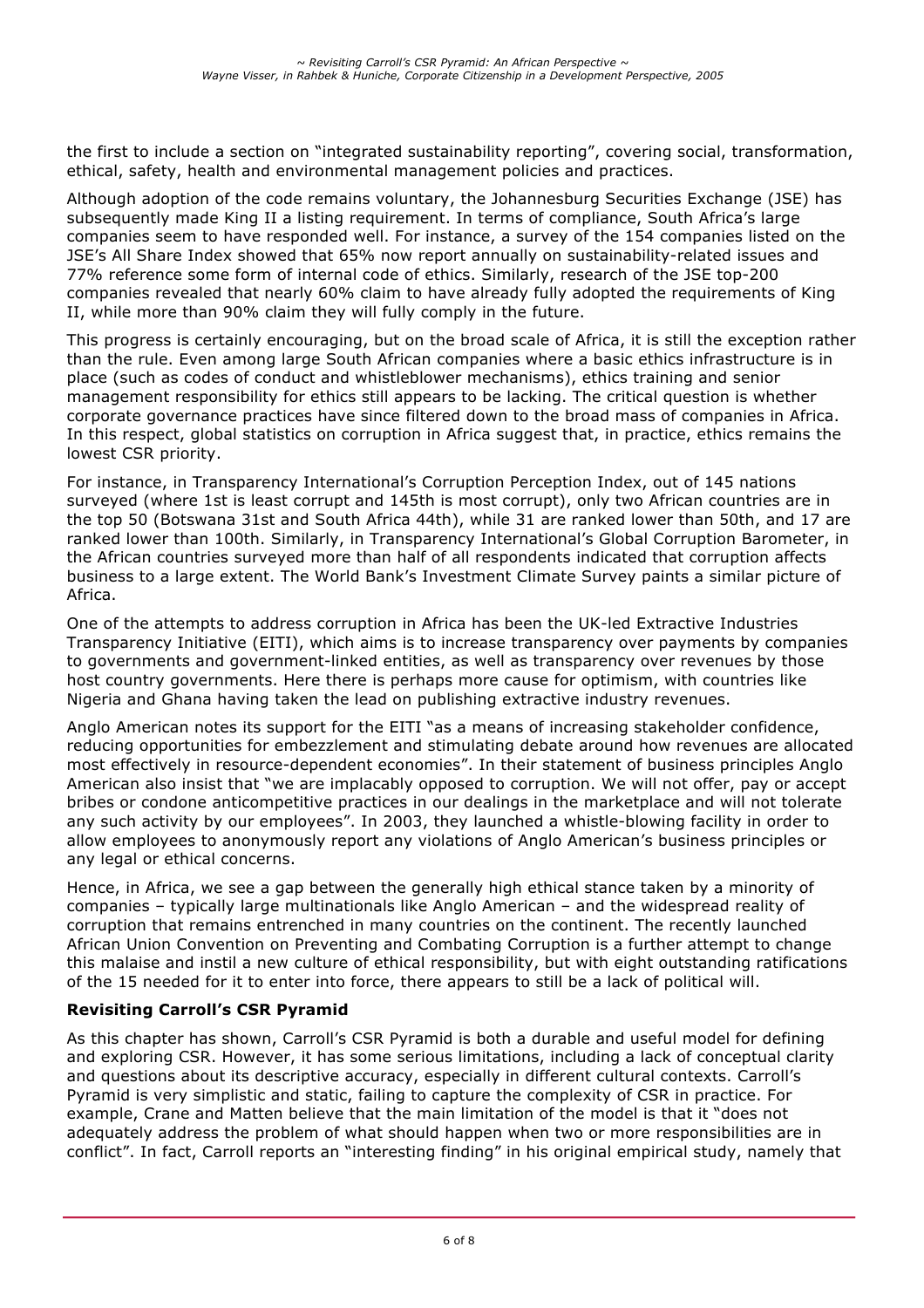the first to include a section on "integrated sustainability reporting", covering social, transformation, ethical, safety, health and environmental management policies and practices.

Although adoption of the code remains voluntary, the Johannesburg Securities Exchange (JSE) has subsequently made King II a listing requirement. In terms of compliance, South Africa's large companies seem to have responded well. For instance, a survey of the 154 companies listed on the JSE's All Share Index showed that 65% now report annually on sustainability-related issues and 77% reference some form of internal code of ethics. Similarly, research of the JSE top-200 companies revealed that nearly 60% claim to have already fully adopted the requirements of King II, while more than 90% claim they will fully comply in the future.

This progress is certainly encouraging, but on the broad scale of Africa, it is still the exception rather than the rule. Even among large South African companies where a basic ethics infrastructure is in place (such as codes of conduct and whistleblower mechanisms), ethics training and senior management responsibility for ethics still appears to be lacking. The critical question is whether corporate governance practices have since filtered down to the broad mass of companies in Africa. In this respect, global statistics on corruption in Africa suggest that, in practice, ethics remains the lowest CSR priority.

For instance, in Transparency International's Corruption Perception Index, out of 145 nations surveyed (where 1st is least corrupt and 145th is most corrupt), only two African countries are in the top 50 (Botswana 31st and South Africa 44th), while 31 are ranked lower than 50th, and 17 are ranked lower than 100th. Similarly, in Transparency International's Global Corruption Barometer, in the African countries surveyed more than half of all respondents indicated that corruption affects business to a large extent. The World Bank's Investment Climate Survey paints a similar picture of Africa.

One of the attempts to address corruption in Africa has been the UK-led Extractive Industries Transparency Initiative (EITI), which aims is to increase transparency over payments by companies to governments and government-linked entities, as well as transparency over revenues by those host country governments. Here there is perhaps more cause for optimism, with countries like Nigeria and Ghana having taken the lead on publishing extractive industry revenues.

Anglo American notes its support for the EITI "as a means of increasing stakeholder confidence, reducing opportunities for embezzlement and stimulating debate around how revenues are allocated most effectively in resource-dependent economies". In their statement of business principles Anglo American also insist that "we are implacably opposed to corruption. We will not offer, pay or accept bribes or condone anticompetitive practices in our dealings in the marketplace and will not tolerate any such activity by our employees". In 2003, they launched a whistle-blowing facility in order to allow employees to anonymously report any violations of Anglo American's business principles or any legal or ethical concerns.

Hence, in Africa, we see a gap between the generally high ethical stance taken by a minority of companies – typically large multinationals like Anglo American – and the widespread reality of corruption that remains entrenched in many countries on the continent. The recently launched African Union Convention on Preventing and Combating Corruption is a further attempt to change this malaise and instil a new culture of ethical responsibility, but with eight outstanding ratifications of the 15 needed for it to enter into force, there appears to still be a lack of political will.

## Revisiting Carroll's CSR Pyramid

As this chapter has shown, Carroll's CSR Pyramid is both a durable and useful model for defining and exploring CSR. However, it has some serious limitations, including a lack of conceptual clarity and questions about its descriptive accuracy, especially in different cultural contexts. Carroll's Pyramid is very simplistic and static, failing to capture the complexity of CSR in practice. For example, Crane and Matten believe that the main limitation of the model is that it "does not adequately address the problem of what should happen when two or more responsibilities are in conflict". In fact, Carroll reports an "interesting finding" in his original empirical study, namely that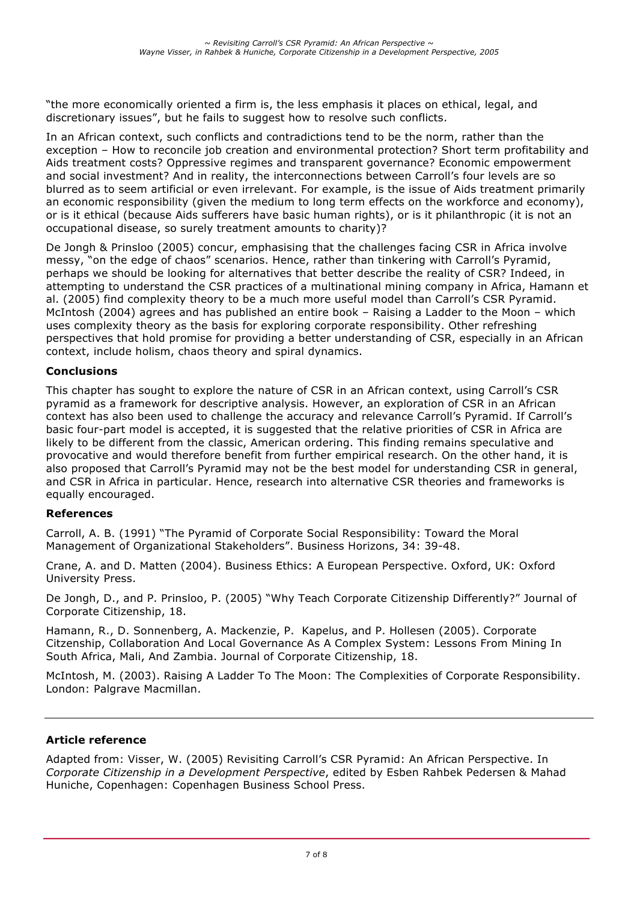"the more economically oriented a firm is, the less emphasis it places on ethical, legal, and discretionary issues", but he fails to suggest how to resolve such conflicts.

In an African context, such conflicts and contradictions tend to be the norm, rather than the exception – How to reconcile job creation and environmental protection? Short term profitability and Aids treatment costs? Oppressive regimes and transparent governance? Economic empowerment and social investment? And in reality, the interconnections between Carroll's four levels are so blurred as to seem artificial or even irrelevant. For example, is the issue of Aids treatment primarily an economic responsibility (given the medium to long term effects on the workforce and economy), or is it ethical (because Aids sufferers have basic human rights), or is it philanthropic (it is not an occupational disease, so surely treatment amounts to charity)?

De Jongh & Prinsloo (2005) concur, emphasising that the challenges facing CSR in Africa involve messy, "on the edge of chaos" scenarios. Hence, rather than tinkering with Carroll's Pyramid, perhaps we should be looking for alternatives that better describe the reality of CSR? Indeed, in attempting to understand the CSR practices of a multinational mining company in Africa, Hamann et al. (2005) find complexity theory to be a much more useful model than Carroll's CSR Pyramid. McIntosh (2004) agrees and has published an entire book – Raising a Ladder to the Moon – which uses complexity theory as the basis for exploring corporate responsibility. Other refreshing perspectives that hold promise for providing a better understanding of CSR, especially in an African context, include holism, chaos theory and spiral dynamics.

### Conclusions

This chapter has sought to explore the nature of CSR in an African context, using Carroll's CSR pyramid as a framework for descriptive analysis. However, an exploration of CSR in an African context has also been used to challenge the accuracy and relevance Carroll's Pyramid. If Carroll's basic four-part model is accepted, it is suggested that the relative priorities of CSR in Africa are likely to be different from the classic, American ordering. This finding remains speculative and provocative and would therefore benefit from further empirical research. On the other hand, it is also proposed that Carroll's Pyramid may not be the best model for understanding CSR in general, and CSR in Africa in particular. Hence, research into alternative CSR theories and frameworks is equally encouraged.

### References

Carroll, A. B. (1991) "The Pyramid of Corporate Social Responsibility: Toward the Moral Management of Organizational Stakeholders". Business Horizons, 34: 39-48.

Crane, A. and D. Matten (2004). Business Ethics: A European Perspective. Oxford, UK: Oxford University Press.

De Jongh, D., and P. Prinsloo, P. (2005) "Why Teach Corporate Citizenship Differently?" Journal of Corporate Citizenship, 18.

Hamann, R., D. Sonnenberg, A. Mackenzie, P. Kapelus, and P. Hollesen (2005). Corporate Citzenship, Collaboration And Local Governance As A Complex System: Lessons From Mining In South Africa, Mali, And Zambia. Journal of Corporate Citizenship, 18.

McIntosh, M. (2003). Raising A Ladder To The Moon: The Complexities of Corporate Responsibility. London: Palgrave Macmillan.

---

### Article reference

Adapted from: Visser, W. (2005) Revisiting Carroll's CSR Pyramid: An African Perspective. In *Corporate Citizenship in a Development Perspective*, edited by Esben Rahbek Pedersen & Mahad Huniche, Copenhagen: Copenhagen Business School Press.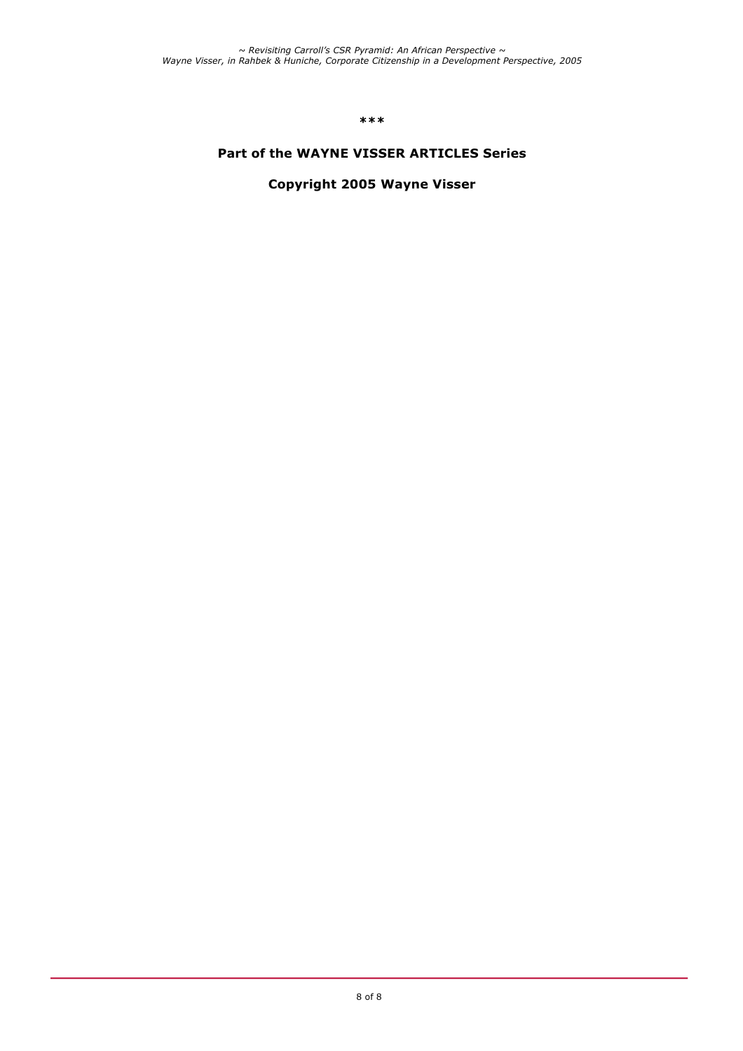***

**Part of the WAYNE VISSER ARTICLES Series**

**Copyright 2005 Wayne Visser**